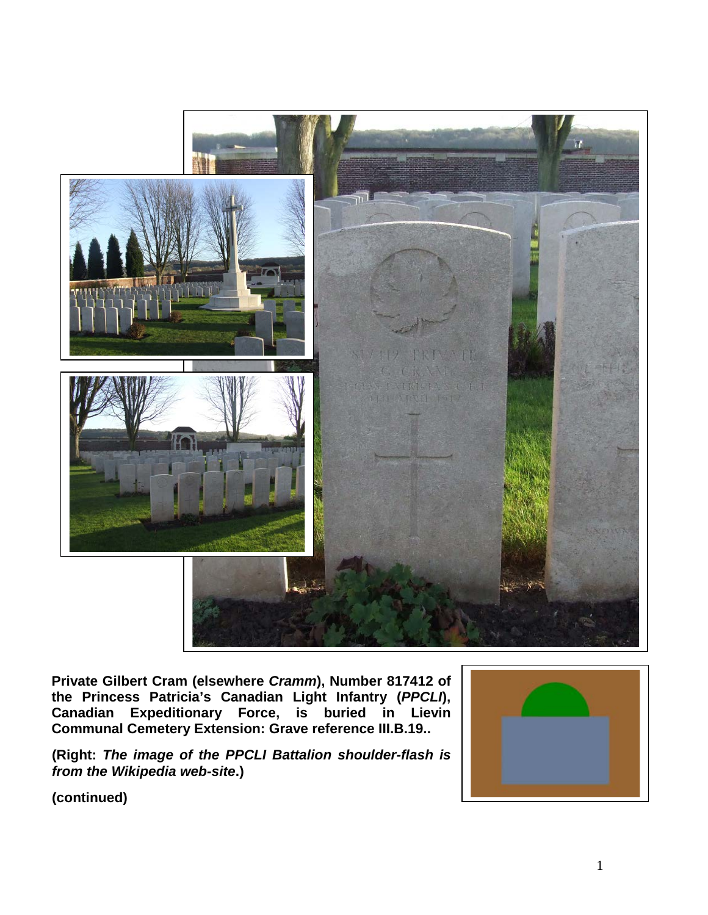**Private Gilbert Cram (elsewhere *Cramm*), Number 817412 of the Princess Patricia's Canadian Light Infantry (*PPCLI*), Canadian Expeditionary Force, is buried in Lievin Communal Cemetery Extension: Grave reference III.B.19..**

**(Right: *The image of the PPCLI Battalion shoulder-flash is from the Wikipedia web-site*.)**

**(continued)**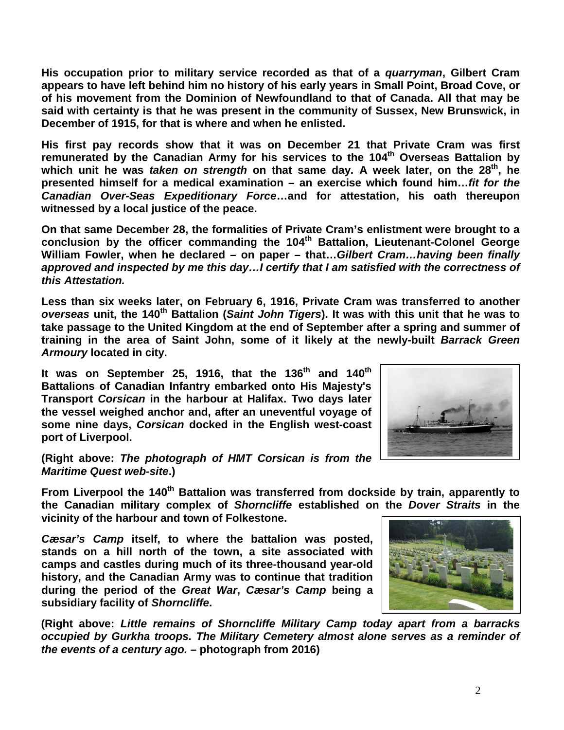**His occupation prior to military service recorded as that of a *quarryman*, Gilbert Cram appears to have left behind him no history of his early years in Small Point, Broad Cove, or of his movement from the Dominion of Newfoundland to that of Canada. All that may be said with certainty is that he was present in the community of Sussex, New Brunswick, in December of 1915, for that is where and when he enlisted.**

**His first pay records show that it was on December 21 that Private Cram was first remunerated by the Canadian Army for his services to the 104th Overseas Battalion by which unit he was *taken on strength* on that same day. A week later, on the 28th, he presented himself for a medical examination – an exercise which found him…*fit for the Canadian Over-Seas Expeditionary Force*…and for attestation, his oath thereupon witnessed by a local justice of the peace.**

**On that same December 28, the formalities of Private Cram's enlistment were brought to a conclusion by the officer commanding the 104th Battalion, Lieutenant-Colonel George William Fowler, when he declared – on paper – that…*Gilbert Cram…having been finally approved and inspected by me this day…I certify that I am satisfied with the correctness of this Attestation.***

**Less than six weeks later, on February 6, 1916, Private Cram was transferred to another *overseas* unit, the 140th Battalion (*Saint John Tigers*). It was with this unit that he was to take passage to the United Kingdom at the end of September after a spring and summer of training in the area of Saint John, some of it likely at the newly-built *Barrack Green Armoury* located in city.**

**It was on September 25, 1916, that the 136th and 140th Battalions of Canadian Infantry embarked onto His Majesty's Transport *Corsican* in the harbour at Halifax. Two days later the vessel weighed anchor and, after an uneventful voyage of some nine days, *Corsican* docked in the English west-coast port of Liverpool.**

**(Right above: *The photograph of HMT Corsican is from the Maritime Quest web-site*.)**

**From Liverpool the 140th Battalion was transferred from dockside by train, apparently to the Canadian military complex of *Shorncliffe* established on the *Dover Straits* in the vicinity of the harbour and town of Folkestone.**

***Cæsar's Camp* itself, to where the battalion was posted, stands on a hill north of the town, a site associated with camps and castles during much of its three-thousand year-old history, and the Canadian Army was to continue that tradition during the period of the *Great War*, *Cæsar's Camp* being a subsidiary facility of *Shorncliffe*.**

**(Right above: *Little remains of Shorncliffe Military Camp today apart from a barracks occupied by Gurkha troops. The Military Cemetery almost alone serves as a reminder of the events of a century ago.* – photograph from 2016)**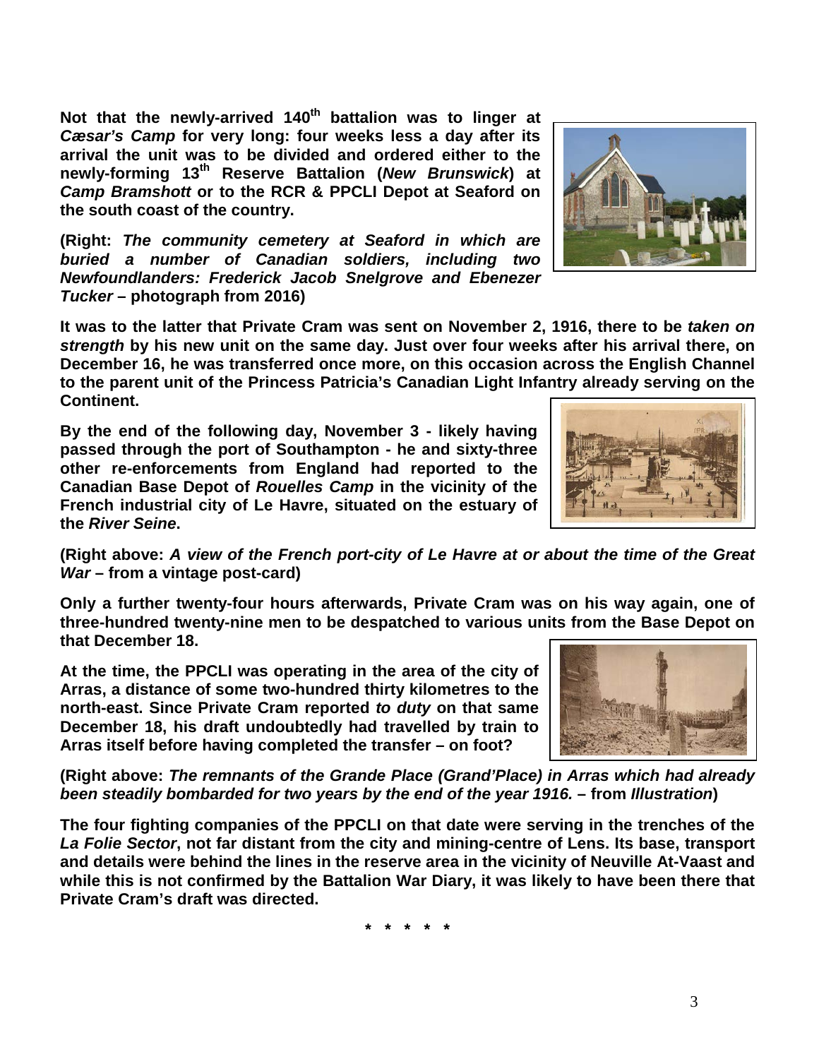**Not that the newly-arrived 140th battalion was to linger at *Cæsar's Camp* for very long: four weeks less a day after its arrival the unit was to be divided and ordered either to the newly-forming 13th Reserve Battalion (*New Brunswick*) at *Camp Bramshott* or to the RCR & PPCLI Depot at Seaford on the south coast of the country.**

**(Right: *The community cemetery at Seaford in which are buried a number of Canadian soldiers, including two Newfoundlanders: Frederick Jacob Snelgrove and Ebenezer Tucker* – photograph from 2016)**

**It was to the latter that Private Cram was sent on November 2, 1916, there to be *taken on strength* by his new unit on the same day. Just over four weeks after his arrival there, on December 16, he was transferred once more, on this occasion across the English Channel to the parent unit of the Princess Patricia's Canadian Light Infantry already serving on the Continent.**

**By the end of the following day, November 3 - likely having passed through the port of Southampton - he and sixty-three other re-enforcements from England had reported to the Canadian Base Depot of *Rouelles Camp* in the vicinity of the French industrial city of Le Havre, situated on the estuary of the *River Seine*.**

**(Right above: *A view of the French port-city of Le Havre at or about the time of the Great War* – from a vintage post-card)**

**Only a further twenty-four hours afterwards, Private Cram was on his way again, one of three-hundred twenty-nine men to be despatched to various units from the Base Depot on that December 18.**

**At the time, the PPCLI was operating in the area of the city of Arras, a distance of some two-hundred thirty kilometres to the north-east. Since Private Cram reported *to duty* on that same December 18, his draft undoubtedly had travelled by train to Arras itself before having completed the transfer – on foot?**

**(Right above: *The remnants of the Grande Place (Grand'Place) in Arras which had already been steadily bombarded for two years by the end of the year 1916.* – from *Illustration*)**

**The four fighting companies of the PPCLI on that date were serving in the trenches of the *La Folie Sector*, not far distant from the city and mining-centre of Lens. Its base, transport and details were behind the lines in the reserve area in the vicinity of Neuville At-Vaast and while this is not confirmed by the Battalion War Diary, it was likely to have been there that Private Cram's draft was directed.**

**\* \* \* \* \***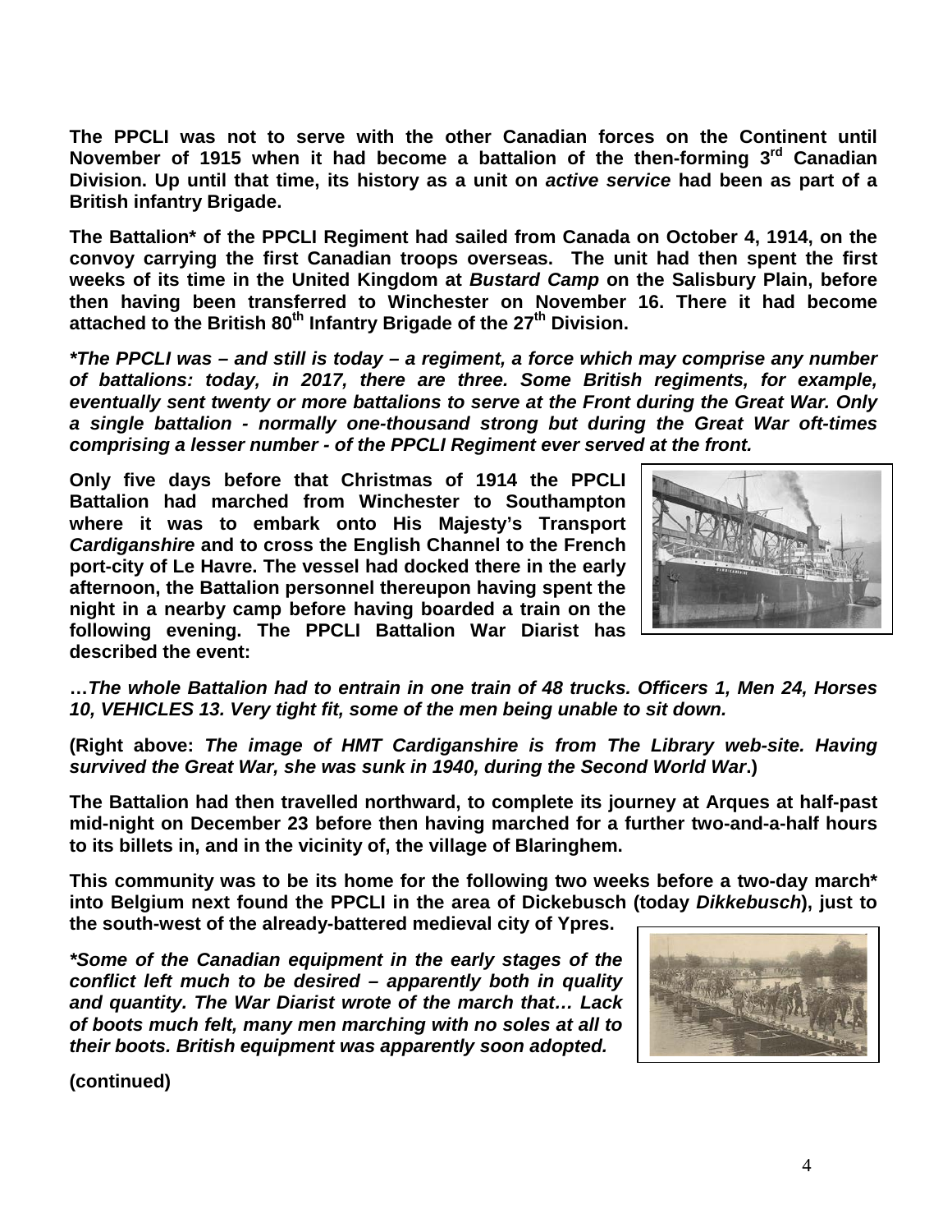**The PPCLI was not to serve with the other Canadian forces on the Continent until November of 1915 when it had become a battalion of the then-forming 3rd Canadian Division. Up until that time, its history as a unit on *active service* had been as part of a British infantry Brigade.**

**The Battalion* of the PPCLI Regiment had sailed from Canada on October 4, 1914, on the convoy carrying the first Canadian troops overseas. The unit had then spent the first weeks of its time in the United Kingdom at *Bustard Camp* on the Salisbury Plain, before then having been transferred to Winchester on November 16. There it had become attached to the British 80th Infantry Brigade of the 27th Division.**

***\*The PPCLI was – and still is today – a regiment, a force which may comprise any number of battalions: today, in 2017, there are three. Some British regiments, for example, eventually sent twenty or more battalions to serve at the Front during the Great War. Only a single battalion - normally one-thousand strong but during the Great War oft-times comprising a lesser number - of the PPCLI Regiment ever served at the front.***

**Only five days before that Christmas of 1914 the PPCLI Battalion had marched from Winchester to Southampton where it was to embark onto His Majesty's Transport *Cardiganshire* and to cross the English Channel to the French port-city of Le Havre. The vessel had docked there in the early afternoon, the Battalion personnel thereupon having spent the night in a nearby camp before having boarded a train on the following evening. The PPCLI Battalion War Diarist has described the event:**

***…The whole Battalion had to entrain in one train of 48 trucks. Officers 1, Men 24, Horses 10, VEHICLES 13. Very tight fit, some of the men being unable to sit down.***

**(Right above: *The image of HMT Cardiganshire is from The Library web-site. Having survived the Great War, she was sunk in 1940, during the Second World War*.)**

**The Battalion had then travelled northward, to complete its journey at Arques at half-past mid-night on December 23 before then having marched for a further two-and-a-half hours to its billets in, and in the vicinity of, the village of Blaringhem.**

**This community was to be its home for the following two weeks before a two-day march* into Belgium next found the PPCLI in the area of Dickebusch (today *Dikkebusch*), just to the south-west of the already-battered medieval city of Ypres.**

***\*Some of the Canadian equipment in the early stages of the conflict left much to be desired – apparently both in quality and quantity. The War Diarist wrote of the march that… Lack of boots much felt, many men marching with no soles at all to their boots. British equipment was apparently soon adopted.***

**(continued)**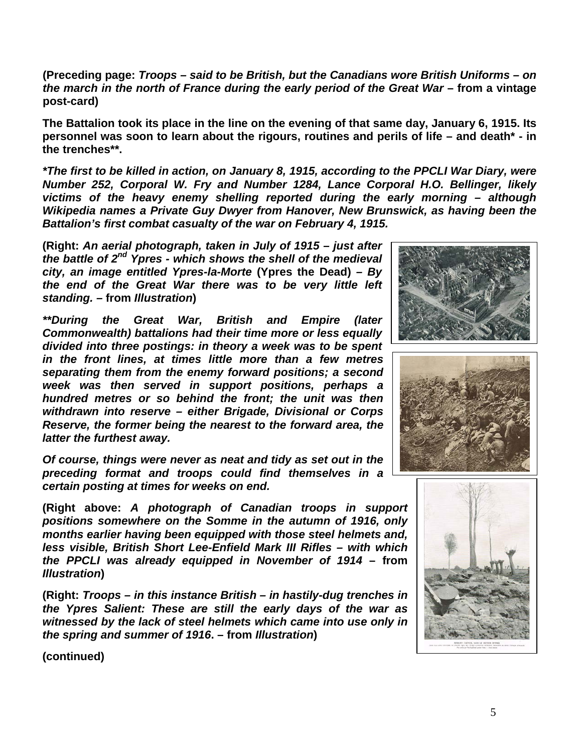**(Preceding page:** ***Troops – said to be British, but the Canadians wore British Uniforms – on the march in the north of France during the early period of the Great War*** **– from a vintage post-card)**

**The Battalion took its place in the line on the evening of that same day, January 6, 1915. Its personnel was soon to learn about the rigours, routines and perils of life – and death* - in the trenches**.**

***\*The first to be killed in action, on January 8, 1915, according to the PPCLI War Diary, were Number 252, Corporal W. Fry and Number 1284, Lance Corporal H.O. Bellinger, likely victims of the heavy enemy shelling reported during the early morning – although Wikipedia names a Private Guy Dwyer from Hanover, New Brunswick, as having been the Battalion's first combat casualty of the war on February 4, 1915.***

**(Right:** ***An aerial photograph, taken in July of 1915 – just after the battle of 2nd Ypres - which shows the shell of the medieval city, an image entitled Ypres-la-Morte*** **(Ypres the Dead) –** ***By the end of the Great War there was to be very little left standing.*** **– from** ***Illustration*****)**

***\*\*During the Great War, British and Empire (later Commonwealth) battalions had their time more or less equally divided into three postings: in theory a week was to be spent in the front lines, at times little more than a few metres separating them from the enemy forward positions; a second week was then served in support positions, perhaps a hundred metres or so behind the front; the unit was then withdrawn into reserve – either Brigade, Divisional or Corps Reserve, the former being the nearest to the forward area, the latter the furthest away.***

***Of course, things were never as neat and tidy as set out in the preceding format and troops could find themselves in a certain posting at times for weeks on end.***

**(Right above:** ***A photograph of Canadian troops in support positions somewhere on the Somme in the autumn of 1916, only months earlier having been equipped with those steel helmets and, less visible, British Short Lee-Enfield Mark III Rifles – with which the PPCLI was already equipped in November of 1914*** **– from** ***Illustration*****)**

**(Right:** ***Troops – in this instance British – in hastily-dug trenches in the Ypres Salient: These are still the early days of the war as witnessed by the lack of steel helmets which came into use only in the spring and summer of 1916*****. – from** ***Illustration*****)**

**(continued)**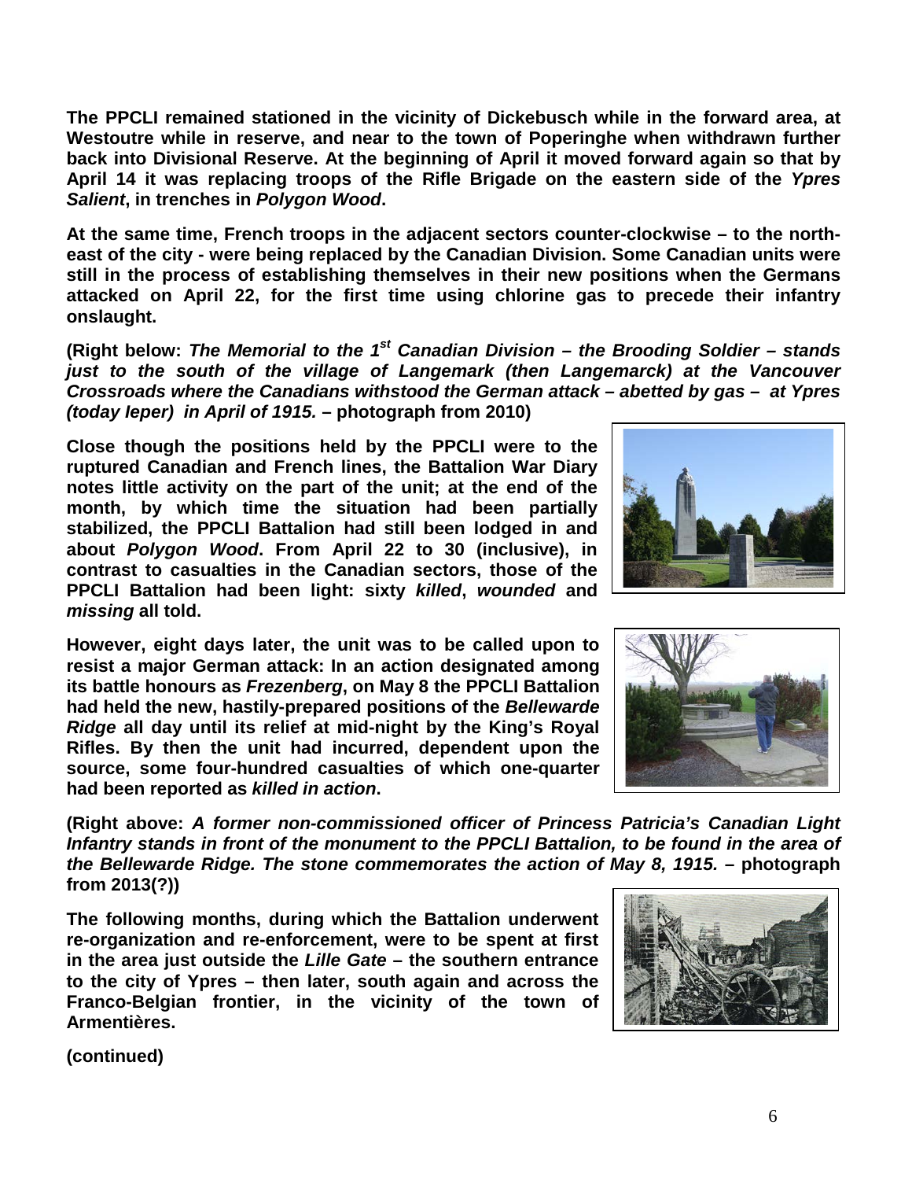**The PPCLI remained stationed in the vicinity of Dickebusch while in the forward area, at Westoutre while in reserve, and near to the town of Poperinghe when withdrawn further back into Divisional Reserve. At the beginning of April it moved forward again so that by April 14 it was replacing troops of the Rifle Brigade on the eastern side of the *Ypres Salient*, in trenches in *Polygon Wood*.**

**At the same time, French troops in the adjacent sectors counter-clockwise – to the north-east of the city - were being replaced by the Canadian Division. Some Canadian units were still in the process of establishing themselves in their new positions when the Germans attacked on April 22, for the first time using chlorine gas to precede their infantry onslaught.**

**(Right below: *The Memorial to the 1st Canadian Division – the Brooding Soldier – stands just to the south of the village of Langemark (then Langemarck) at the Vancouver Crossroads where the Canadians withstood the German attack – abetted by gas – at Ypres (today Ieper) in April of 1915.* – photograph from 2010)**

**Close though the positions held by the PPCLI were to the ruptured Canadian and French lines, the Battalion War Diary notes little activity on the part of the unit; at the end of the month, by which time the situation had been partially stabilized, the PPCLI Battalion had still been lodged in and about *Polygon Wood*. From April 22 to 30 (inclusive), in contrast to casualties in the Canadian sectors, those of the PPCLI Battalion had been light: sixty *killed*, *wounded* and *missing* all told.**

**However, eight days later, the unit was to be called upon to resist a major German attack: In an action designated among its battle honours as *Frezenberg*, on May 8 the PPCLI Battalion had held the new, hastily-prepared positions of the *Bellewarde Ridge* all day until its relief at mid-night by the King's Royal Rifles. By then the unit had incurred, dependent upon the source, some four-hundred casualties of which one-quarter had been reported as *killed in action*.**

**(Right above: *A former non-commissioned officer of Princess Patricia's Canadian Light Infantry stands in front of the monument to the PPCLI Battalion, to be found in the area of the Bellewarde Ridge. The stone commemorates the action of May 8, 1915.* – photograph from 2013(?))**

**The following months, during which the Battalion underwent re-organization and re-enforcement, were to be spent at first in the area just outside the *Lille Gate* – the southern entrance to the city of Ypres – then later, south again and across the Franco-Belgian frontier, in the vicinity of the town of Armentières.**

**(continued)**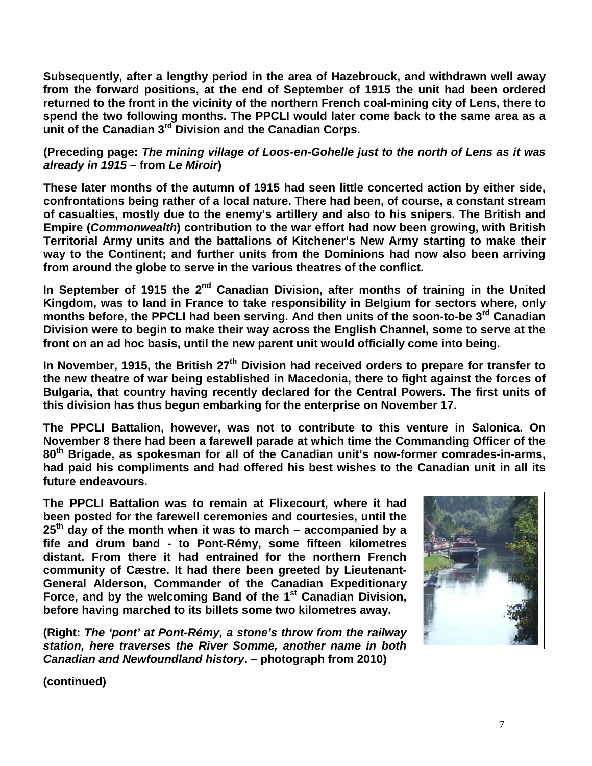**Subsequently, after a lengthy period in the area of Hazebrouck, and withdrawn well away from the forward positions, at the end of September of 1915 the unit had been ordered returned to the front in the vicinity of the northern French coal-mining city of Lens, there to spend the two following months. The PPCLI would later come back to the same area as a unit of the Canadian 3rd Division and the Canadian Corps.**

**(Preceding page: *The mining village of Loos-en-Gohelle just to the north of Lens as it was already in 1915* – from *Le Miroir*)**

**These later months of the autumn of 1915 had seen little concerted action by either side, confrontations being rather of a local nature. There had been, of course, a constant stream of casualties, mostly due to the enemy's artillery and also to his snipers. The British and Empire (*Commonwealth*) contribution to the war effort had now been growing, with British Territorial Army units and the battalions of Kitchener's New Army starting to make their way to the Continent; and further units from the Dominions had now also been arriving from around the globe to serve in the various theatres of the conflict.**

**In September of 1915 the 2nd Canadian Division, after months of training in the United Kingdom, was to land in France to take responsibility in Belgium for sectors where, only months before, the PPCLI had been serving. And then units of the soon-to-be 3rd Canadian Division were to begin to make their way across the English Channel, some to serve at the front on an ad hoc basis, until the new parent unit would officially come into being.**

**In November, 1915, the British 27th Division had received orders to prepare for transfer to the new theatre of war being established in Macedonia, there to fight against the forces of Bulgaria, that country having recently declared for the Central Powers. The first units of this division has thus begun embarking for the enterprise on November 17.**

**The PPCLI Battalion, however, was not to contribute to this venture in Salonica. On November 8 there had been a farewell parade at which time the Commanding Officer of the 80th Brigade, as spokesman for all of the Canadian unit's now-former comrades-in-arms, had paid his compliments and had offered his best wishes to the Canadian unit in all its future endeavours.**

**The PPCLI Battalion was to remain at Flixecourt, where it had been posted for the farewell ceremonies and courtesies, until the 25th day of the month when it was to march – accompanied by a fife and drum band - to Pont-Rémy, some fifteen kilometres distant. From there it had entrained for the northern French community of Cæstre. It had there been greeted by Lieutenant-General Alderson, Commander of the Canadian Expeditionary Force, and by the welcoming Band of the 1st Canadian Division, before having marched to its billets some two kilometres away.**

**(Right: *The 'pont' at Pont-Rémy, a stone's throw from the railway station, here traverses the River Somme, another name in both Canadian and Newfoundland history*. – photograph from 2010)**

**(continued)**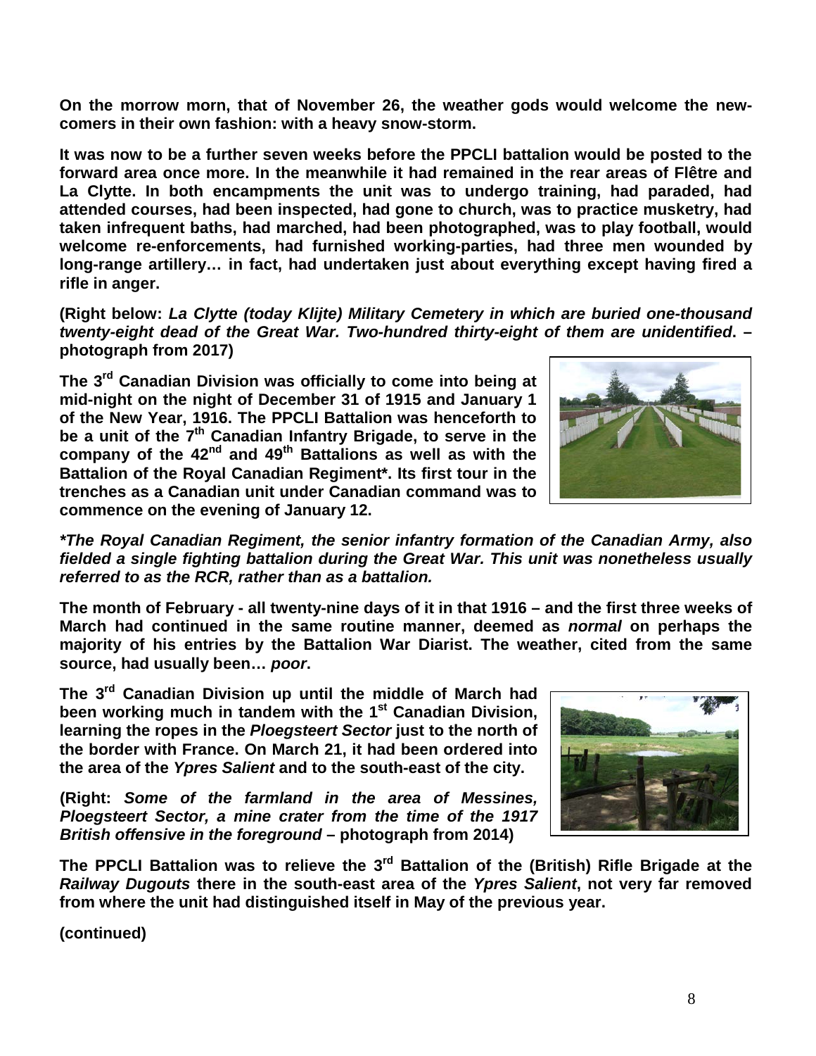**On the morrow morn, that of November 26, the weather gods would welcome the new-comers in their own fashion: with a heavy snow-storm.**

**It was now to be a further seven weeks before the PPCLI battalion would be posted to the forward area once more. In the meanwhile it had remained in the rear areas of Flêtre and La Clytte. In both encampments the unit was to undergo training, had paraded, had attended courses, had been inspected, had gone to church, was to practice musketry, had taken infrequent baths, had marched, had been photographed, was to play football, would welcome re-enforcements, had furnished working-parties, had three men wounded by long-range artillery… in fact, had undertaken just about everything except having fired a rifle in anger.**

**(Right below: *La Clytte (today Klijte) Military Cemetery in which are buried one-thousand twenty-eight dead of the Great War. Two-hundred thirty-eight of them are unidentified*. – photograph from 2017)**

**The 3rd Canadian Division was officially to come into being at mid-night on the night of December 31 of 1915 and January 1 of the New Year, 1916. The PPCLI Battalion was henceforth to be a unit of the 7th Canadian Infantry Brigade, to serve in the company of the 42nd and 49th Battalions as well as with the Battalion of the Royal Canadian Regiment\*. Its first tour in the trenches as a Canadian unit under Canadian command was to commence on the evening of January 12.**

***\*The Royal Canadian Regiment, the senior infantry formation of the Canadian Army, also fielded a single fighting battalion during the Great War. This unit was nonetheless usually referred to as the RCR, rather than as a battalion.***

**The month of February - all twenty-nine days of it in that 1916 – and the first three weeks of March had continued in the same routine manner, deemed as *normal* on perhaps the majority of his entries by the Battalion War Diarist. The weather, cited from the same source, had usually been… *poor*.**

**The 3rd Canadian Division up until the middle of March had been working much in tandem with the 1st Canadian Division, learning the ropes in the *Ploegsteert Sector* just to the north of the border with France. On March 21, it had been ordered into the area of the *Ypres Salient* and to the south-east of the city.**

**(Right: *Some of the farmland in the area of Messines, Ploegsteert Sector, a mine crater from the time of the 1917 British offensive in the foreground* – photograph from 2014)**

**The PPCLI Battalion was to relieve the 3rd Battalion of the (British) Rifle Brigade at the *Railway Dugouts* there in the south-east area of the *Ypres Salient*, not very far removed from where the unit had distinguished itself in May of the previous year.**

**(continued)**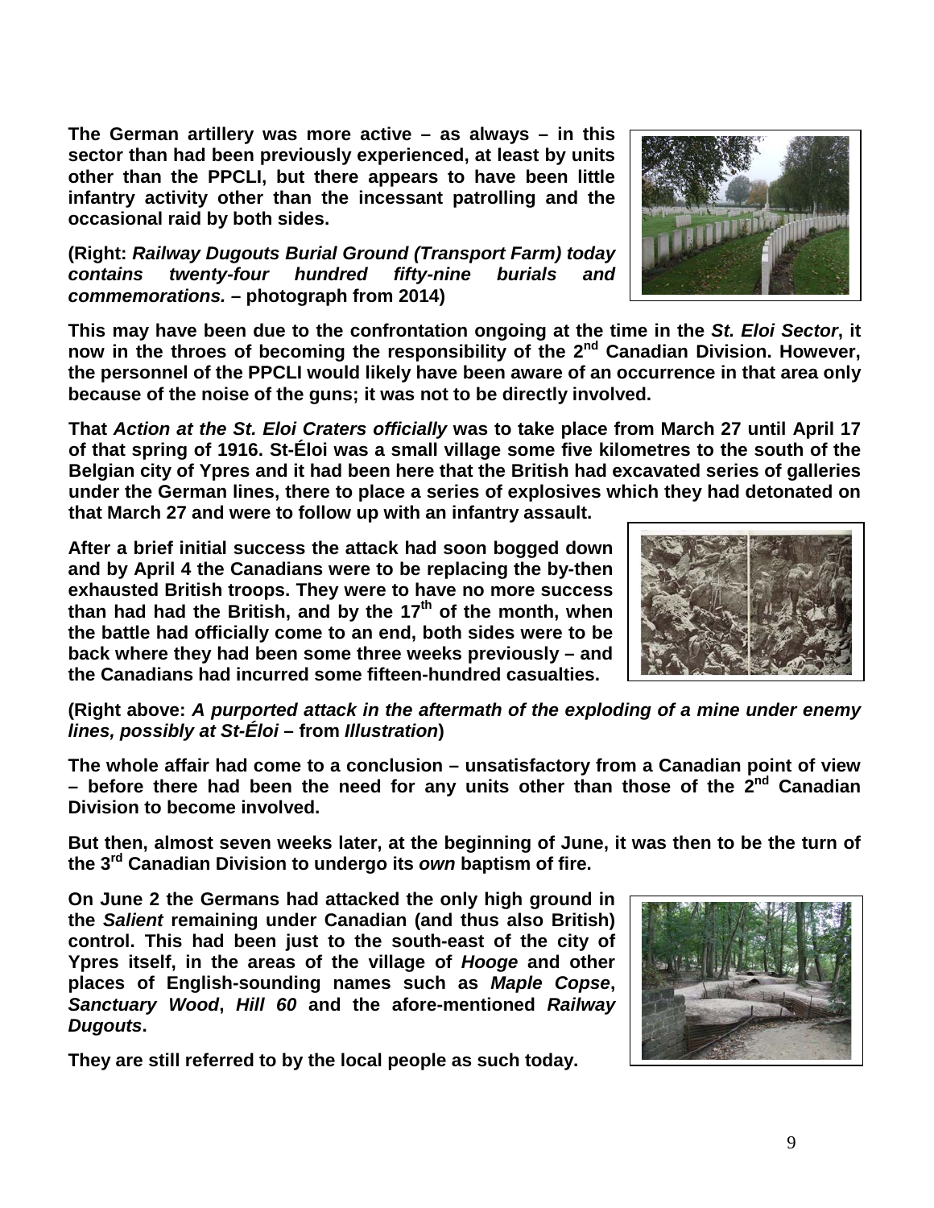**The German artillery was more active – as always – in this sector than had been previously experienced, at least by units other than the PPCLI, but there appears to have been little infantry activity other than the incessant patrolling and the occasional raid by both sides.**

**(Right: *Railway Dugouts Burial Ground (Transport Farm) today contains twenty-four hundred fifty-nine burials and commemorations.* – photograph from 2014)**

**This may have been due to the confrontation ongoing at the time in the *St. Eloi Sector*, it now in the throes of becoming the responsibility of the 2nd Canadian Division. However, the personnel of the PPCLI would likely have been aware of an occurrence in that area only because of the noise of the guns; it was not to be directly involved.**

**That *Action at the St. Eloi Craters officially* was to take place from March 27 until April 17 of that spring of 1916. St-Éloi was a small village some five kilometres to the south of the Belgian city of Ypres and it had been here that the British had excavated series of galleries under the German lines, there to place a series of explosives which they had detonated on that March 27 and were to follow up with an infantry assault.**

**After a brief initial success the attack had soon bogged down and by April 4 the Canadians were to be replacing the by-then exhausted British troops. They were to have no more success than had had the British, and by the 17th of the month, when the battle had officially come to an end, both sides were to be back where they had been some three weeks previously – and the Canadians had incurred some fifteen-hundred casualties.**

**(Right above: *A purported attack in the aftermath of the exploding of a mine under enemy lines, possibly at St-Éloi* – from *Illustration*)**

**The whole affair had come to a conclusion – unsatisfactory from a Canadian point of view – before there had been the need for any units other than those of the 2nd Canadian Division to become involved.**

**But then, almost seven weeks later, at the beginning of June, it was then to be the turn of the 3rd Canadian Division to undergo its *own* baptism of fire.**

**On June 2 the Germans had attacked the only high ground in the *Salient* remaining under Canadian (and thus also British) control. This had been just to the south-east of the city of Ypres itself, in the areas of the village of *Hooge* and other places of English-sounding names such as *Maple Copse*, *Sanctuary Wood*, *Hill 60* and the afore-mentioned *Railway Dugouts*.**

**They are still referred to by the local people as such today.**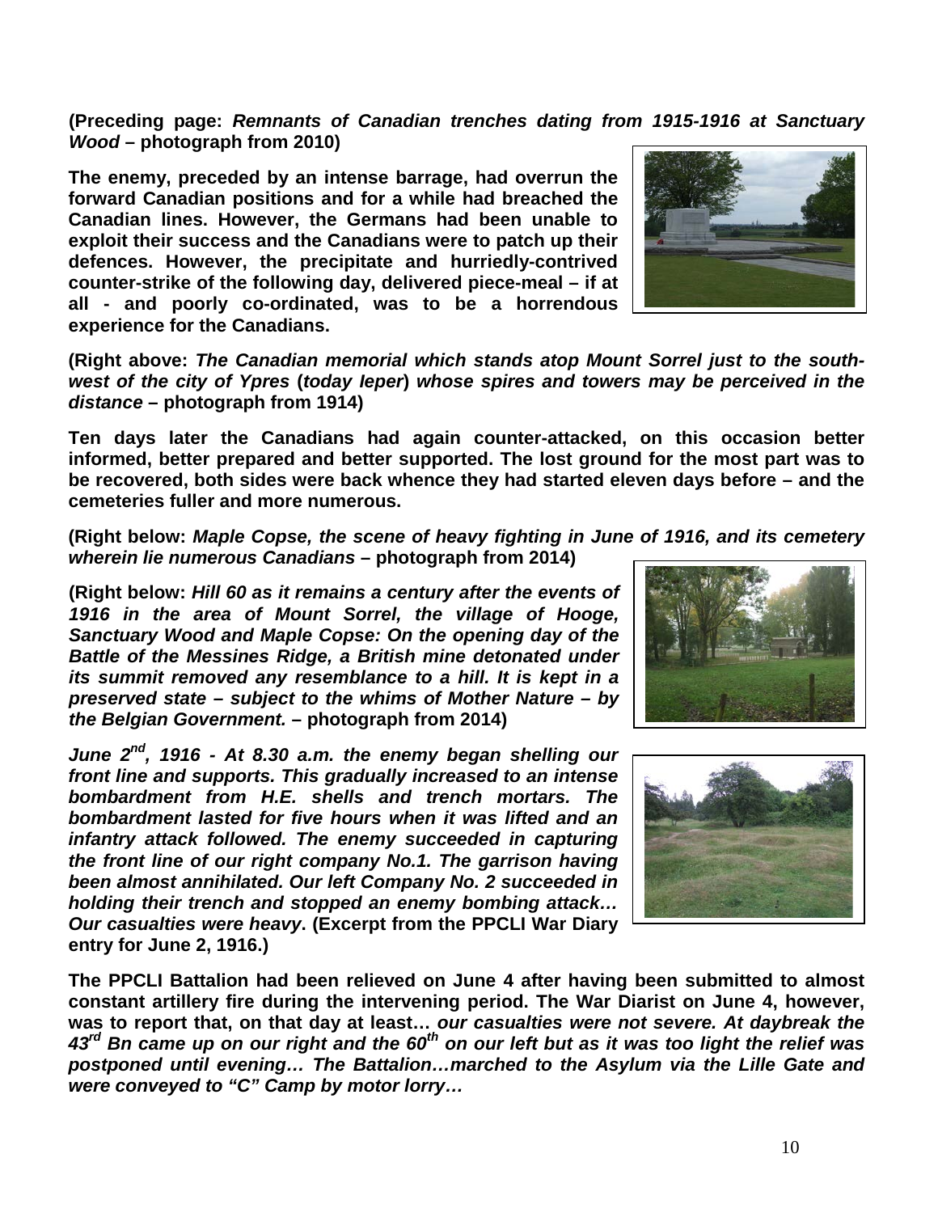**(Preceding page: *Remnants of Canadian trenches dating from 1915-1916 at Sanctuary Wood* – photograph from 2010)**

**The enemy, preceded by an intense barrage, had overrun the forward Canadian positions and for a while had breached the Canadian lines. However, the Germans had been unable to exploit their success and the Canadians were to patch up their defences. However, the precipitate and hurriedly-contrived counter-strike of the following day, delivered piece-meal – if at all - and poorly co-ordinated, was to be a horrendous experience for the Canadians.**

**(Right above: *The Canadian memorial which stands atop Mount Sorrel just to the south-west of the city of Ypres* (*today Ieper*) *whose spires and towers may be perceived in the distance* – photograph from 1914)**

**Ten days later the Canadians had again counter-attacked, on this occasion better informed, better prepared and better supported. The lost ground for the most part was to be recovered, both sides were back whence they had started eleven days before – and the cemeteries fuller and more numerous.**

**(Right below: *Maple Copse, the scene of heavy fighting in June of 1916, and its cemetery wherein lie numerous Canadians* – photograph from 2014)**

**(Right below: *Hill 60 as it remains a century after the events of 1916 in the area of Mount Sorrel, the village of Hooge, Sanctuary Wood and Maple Copse: On the opening day of the Battle of the Messines Ridge, a British mine detonated under its summit removed any resemblance to a hill. It is kept in a preserved state – subject to the whims of Mother Nature – by the Belgian Government.* – photograph from 2014)**

***June 2nd, 1916 - At 8.30 a.m. the enemy began shelling our front line and supports. This gradually increased to an intense bombardment from H.E. shells and trench mortars. The bombardment lasted for five hours when it was lifted and an infantry attack followed. The enemy succeeded in capturing the front line of our right company No.1. The garrison having been almost annihilated. Our left Company No. 2 succeeded in holding their trench and stopped an enemy bombing attack… Our casualties were heavy*. (Excerpt from the PPCLI War Diary entry for June 2, 1916.)**

**The PPCLI Battalion had been relieved on June 4 after having been submitted to almost constant artillery fire during the intervening period. The War Diarist on June 4, however, was to report that, on that day at least…** ***our casualties were not severe. At daybreak the 43rd Bn came up on our right and the 60th on our left but as it was too light the relief was postponed until evening… The Battalion…marched to the Asylum via the Lille Gate and were conveyed to "C" Camp by motor lorry…***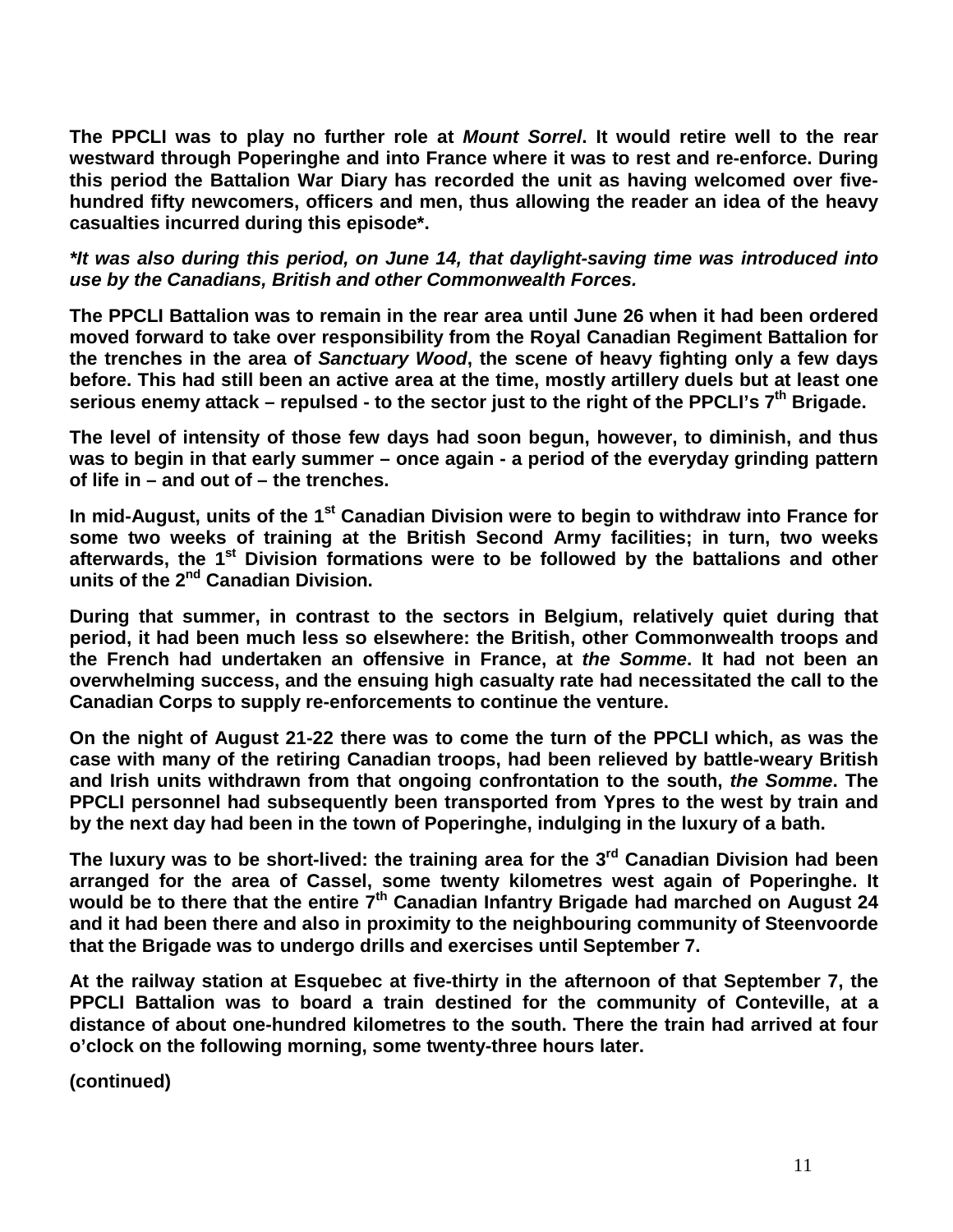**The PPCLI was to play no further role at *Mount Sorrel*. It would retire well to the rear westward through Poperinghe and into France where it was to rest and re-enforce. During this period the Battalion War Diary has recorded the unit as having welcomed over five-hundred fifty newcomers, officers and men, thus allowing the reader an idea of the heavy casualties incurred during this episode*.**

***It was also during this period, on June 14, that daylight-saving time was introduced into use by the Canadians, British and other Commonwealth Forces.***

**The PPCLI Battalion was to remain in the rear area until June 26 when it had been ordered moved forward to take over responsibility from the Royal Canadian Regiment Battalion for the trenches in the area of *Sanctuary Wood*, the scene of heavy fighting only a few days before. This had still been an active area at the time, mostly artillery duels but at least one serious enemy attack – repulsed - to the sector just to the right of the PPCLI's 7th Brigade.**

**The level of intensity of those few days had soon begun, however, to diminish, and thus was to begin in that early summer – once again - a period of the everyday grinding pattern of life in – and out of – the trenches.**

**In mid-August, units of the 1st Canadian Division were to begin to withdraw into France for some two weeks of training at the British Second Army facilities; in turn, two weeks afterwards, the 1st Division formations were to be followed by the battalions and other units of the 2nd Canadian Division.**

**During that summer, in contrast to the sectors in Belgium, relatively quiet during that period, it had been much less so elsewhere: the British, other Commonwealth troops and the French had undertaken an offensive in France, at *the Somme*. It had not been an overwhelming success, and the ensuing high casualty rate had necessitated the call to the Canadian Corps to supply re-enforcements to continue the venture.**

**On the night of August 21-22 there was to come the turn of the PPCLI which, as was the case with many of the retiring Canadian troops, had been relieved by battle-weary British and Irish units withdrawn from that ongoing confrontation to the south, *the Somme*. The PPCLI personnel had subsequently been transported from Ypres to the west by train and by the next day had been in the town of Poperinghe, indulging in the luxury of a bath.**

**The luxury was to be short-lived: the training area for the 3rd Canadian Division had been arranged for the area of Cassel, some twenty kilometres west again of Poperinghe. It would be to there that the entire 7th Canadian Infantry Brigade had marched on August 24 and it had been there and also in proximity to the neighbouring community of Steenvoorde that the Brigade was to undergo drills and exercises until September 7.**

**At the railway station at Esquebec at five-thirty in the afternoon of that September 7, the PPCLI Battalion was to board a train destined for the community of Conteville, at a distance of about one-hundred kilometres to the south. There the train had arrived at four o'clock on the following morning, some twenty-three hours later.**

**(continued)**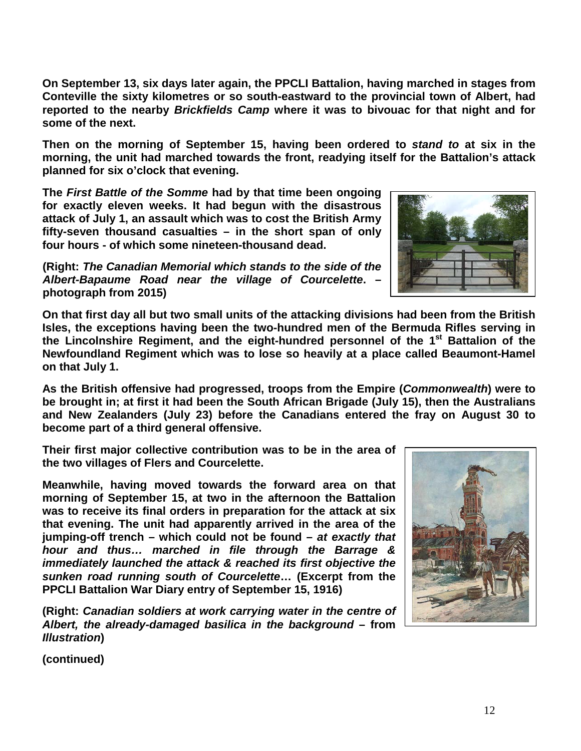**On September 13, six days later again, the PPCLI Battalion, having marched in stages from Conteville the sixty kilometres or so south-eastward to the provincial town of Albert, had reported to the nearby *Brickfields Camp* where it was to bivouac for that night and for some of the next.**

**Then on the morning of September 15, having been ordered to *stand to* at six in the morning, the unit had marched towards the front, readying itself for the Battalion's attack planned for six o'clock that evening.**

**The *First Battle of the Somme* had by that time been ongoing for exactly eleven weeks. It had begun with the disastrous attack of July 1, an assault which was to cost the British Army fifty-seven thousand casualties – in the short span of only four hours - of which some nineteen-thousand dead.**

**(Right: *The Canadian Memorial which stands to the side of the Albert-Bapaume Road near the village of Courcelette*. – photograph from 2015)**

**On that first day all but two small units of the attacking divisions had been from the British Isles, the exceptions having been the two-hundred men of the Bermuda Rifles serving in the Lincolnshire Regiment, and the eight-hundred personnel of the 1st Battalion of the Newfoundland Regiment which was to lose so heavily at a place called Beaumont-Hamel on that July 1.**

**As the British offensive had progressed, troops from the Empire (*Commonwealth*) were to be brought in; at first it had been the South African Brigade (July 15), then the Australians and New Zealanders (July 23) before the Canadians entered the fray on August 30 to become part of a third general offensive.**

**Their first major collective contribution was to be in the area of the two villages of Flers and Courcelette.**

**Meanwhile, having moved towards the forward area on that morning of September 15, at two in the afternoon the Battalion was to receive its final orders in preparation for the attack at six that evening. The unit had apparently arrived in the area of the jumping-off trench – which could not be found – *at exactly that hour and thus… marched in file through the Barrage & immediately launched the attack & reached its first objective the sunken road running south of Courcelette*… (Excerpt from the PPCLI Battalion War Diary entry of September 15, 1916)**

**(Right: *Canadian soldiers at work carrying water in the centre of Albert, the already-damaged basilica in the background* – from *Illustration*)**

**(continued)**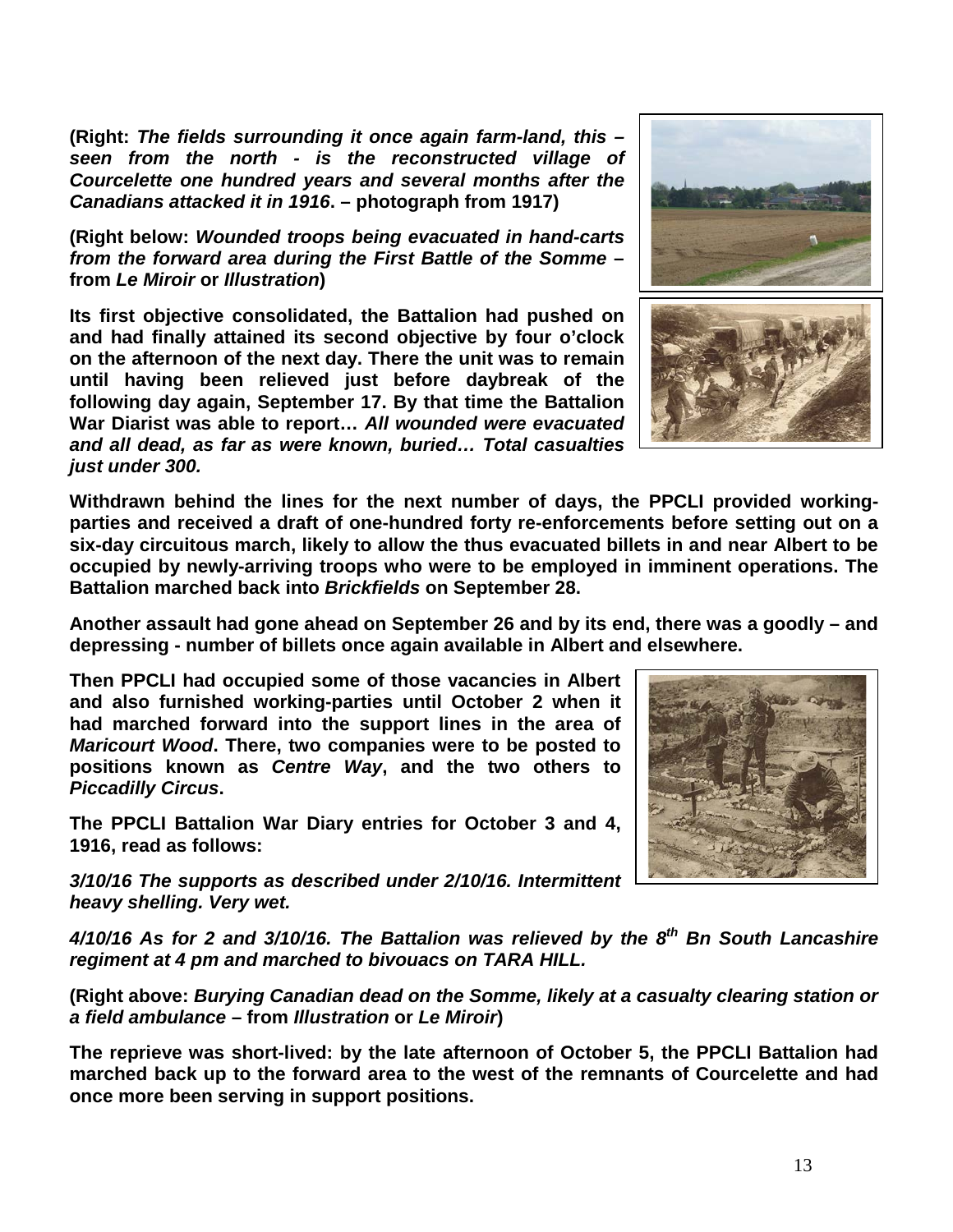**(Right: *The fields surrounding it once again farm-land, this – seen from the north - is the reconstructed village of Courcelette one hundred years and several months after the Canadians attacked it in 1916*. – photograph from 1917)**

**(Right below: *Wounded troops being evacuated in hand-carts from the forward area during the First Battle of the Somme* – from *Le Miroir* or *Illustration*)**

**Its first objective consolidated, the Battalion had pushed on and had finally attained its second objective by four o'clock on the afternoon of the next day. There the unit was to remain until having been relieved just before daybreak of the following day again, September 17. By that time the Battalion War Diarist was able to report…** ***All wounded were evacuated and all dead, as far as were known, buried… Total casualties just under 300.***

**Withdrawn behind the lines for the next number of days, the PPCLI provided working-parties and received a draft of one-hundred forty re-enforcements before setting out on a six-day circuitous march, likely to allow the thus evacuated billets in and near Albert to be occupied by newly-arriving troops who were to be employed in imminent operations. The Battalion marched back into *Brickfields* on September 28.**

**Another assault had gone ahead on September 26 and by its end, there was a goodly – and depressing - number of billets once again available in Albert and elsewhere.**

**Then PPCLI had occupied some of those vacancies in Albert and also furnished working-parties until October 2 when it had marched forward into the support lines in the area of *Maricourt Wood*. There, two companies were to be posted to positions known as *Centre Way*, and the two others to *Piccadilly Circus*.**

**The PPCLI Battalion War Diary entries for October 3 and 4, 1916, read as follows:**

***3/10/16 The supports as described under 2/10/16. Intermittent heavy shelling. Very wet.***

***4/10/16 As for 2 and 3/10/16. The Battalion was relieved by the 8th Bn South Lancashire regiment at 4 pm and marched to bivouacs on TARA HILL.***

**(Right above: *Burying Canadian dead on the Somme, likely at a casualty clearing station or a field ambulance* – from *Illustration* or *Le Miroir*)**

**The reprieve was short-lived: by the late afternoon of October 5, the PPCLI Battalion had marched back up to the forward area to the west of the remnants of Courcelette and had once more been serving in support positions.**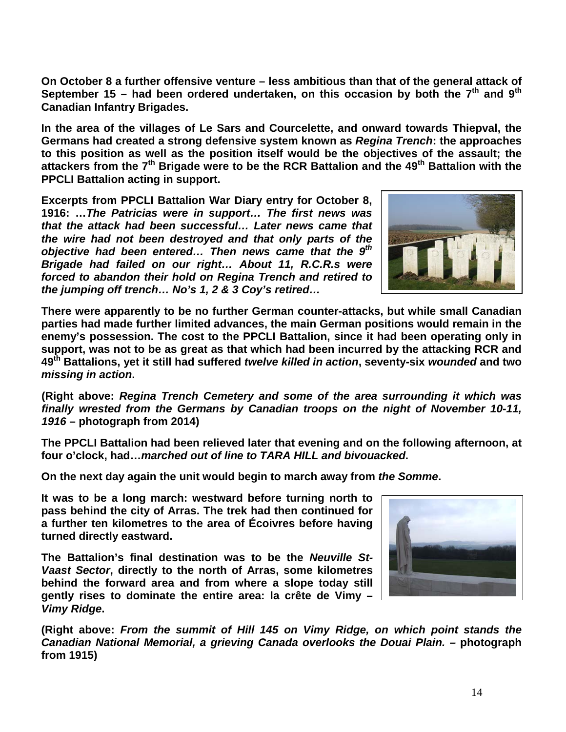**On October 8 a further offensive venture – less ambitious than that of the general attack of September 15 – had been ordered undertaken, on this occasion by both the 7th and 9th Canadian Infantry Brigades.**

**In the area of the villages of Le Sars and Courcelette, and onward towards Thiepval, the Germans had created a strong defensive system known as *Regina Trench*: the approaches to this position as well as the position itself would be the objectives of the assault; the attackers from the 7th Brigade were to be the RCR Battalion and the 49th Battalion with the PPCLI Battalion acting in support.**

**Excerpts from PPCLI Battalion War Diary entry for October 8, 1916: …*The Patricias were in support… The first news was that the attack had been successful… Later news came that the wire had not been destroyed and that only parts of the objective had been entered… Then news came that the 9th Brigade had failed on our right… About 11, R.C.R.s were forced to abandon their hold on Regina Trench and retired to the jumping off trench… No's 1, 2 & 3 Coy's retired…***

**There were apparently to be no further German counter-attacks, but while small Canadian parties had made further limited advances, the main German positions would remain in the enemy's possession. The cost to the PPCLI Battalion, since it had been operating only in support, was not to be as great as that which had been incurred by the attacking RCR and 49th Battalions, yet it still had suffered *twelve killed in action*, seventy-six *wounded* and two *missing in action*.**

**(Right above: *Regina Trench Cemetery and some of the area surrounding it which was finally wrested from the Germans by Canadian troops on the night of November 10-11, 1916* – photograph from 2014)**

**The PPCLI Battalion had been relieved later that evening and on the following afternoon, at four o'clock, had…*marched out of line to TARA HILL and bivouacked*.**

**On the next day again the unit would begin to march away from *the Somme*.**

**It was to be a long march: westward before turning north to pass behind the city of Arras. The trek had then continued for a further ten kilometres to the area of Écoivres before having turned directly eastward.**

**The Battalion's final destination was to be the *Neuville St-Vaast Sector*, directly to the north of Arras, some kilometres behind the forward area and from where a slope today still gently rises to dominate the entire area: la crête de Vimy – *Vimy Ridge*.**

**(Right above: *From the summit of Hill 145 on Vimy Ridge, on which point stands the Canadian National Memorial, a grieving Canada overlooks the Douai Plain.* – photograph from 1915)**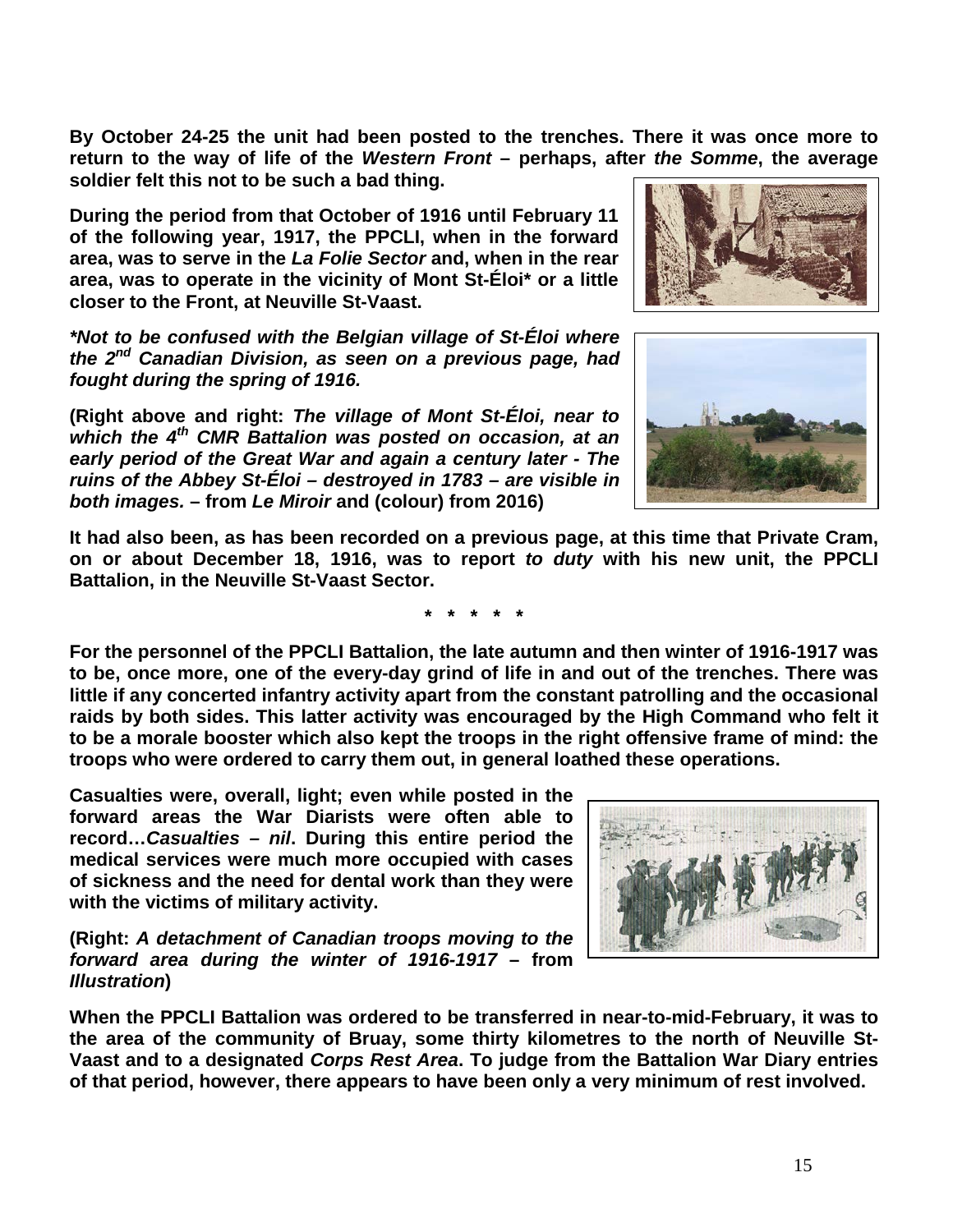**By October 24-25 the unit had been posted to the trenches. There it was once more to return to the way of life of the *Western Front* – perhaps, after *the Somme*, the average soldier felt this not to be such a bad thing.**

**During the period from that October of 1916 until February 11 of the following year, 1917, the PPCLI, when in the forward area, was to serve in the *La Folie Sector* and, when in the rear area, was to operate in the vicinity of Mont St-Éloi\* or a little closer to the Front, at Neuville St-Vaast.**

***\*Not to be confused with the Belgian village of St-Éloi where the 2nd Canadian Division, as seen on a previous page, had fought during the spring of 1916.***

**(Right above and right: *The village of Mont St-Éloi, near to which the 4th CMR Battalion was posted on occasion, at an early period of the Great War and again a century later - The ruins of the Abbey St-Éloi – destroyed in 1783 – are visible in both images.* – from *Le Miroir* and (colour) from 2016)**

**It had also been, as has been recorded on a previous page, at this time that Private Cram, on or about December 18, 1916, was to report *to duty* with his new unit, the PPCLI Battalion, in the Neuville St-Vaast Sector.**

**\* \* \* \* \***

**For the personnel of the PPCLI Battalion, the late autumn and then winter of 1916-1917 was to be, once more, one of the every-day grind of life in and out of the trenches. There was little if any concerted infantry activity apart from the constant patrolling and the occasional raids by both sides. This latter activity was encouraged by the High Command who felt it to be a morale booster which also kept the troops in the right offensive frame of mind: the troops who were ordered to carry them out, in general loathed these operations.**

**Casualties were, overall, light; even while posted in the forward areas the War Diarists were often able to record…*Casualties – nil*. During this entire period the medical services were much more occupied with cases of sickness and the need for dental work than they were with the victims of military activity.**

**(Right: *A detachment of Canadian troops moving to the forward area during the winter of 1916-1917* – from *Illustration*)**

**When the PPCLI Battalion was ordered to be transferred in near-to-mid-February, it was to the area of the community of Bruay, some thirty kilometres to the north of Neuville St-Vaast and to a designated *Corps Rest Area*. To judge from the Battalion War Diary entries of that period, however, there appears to have been only a very minimum of rest involved.**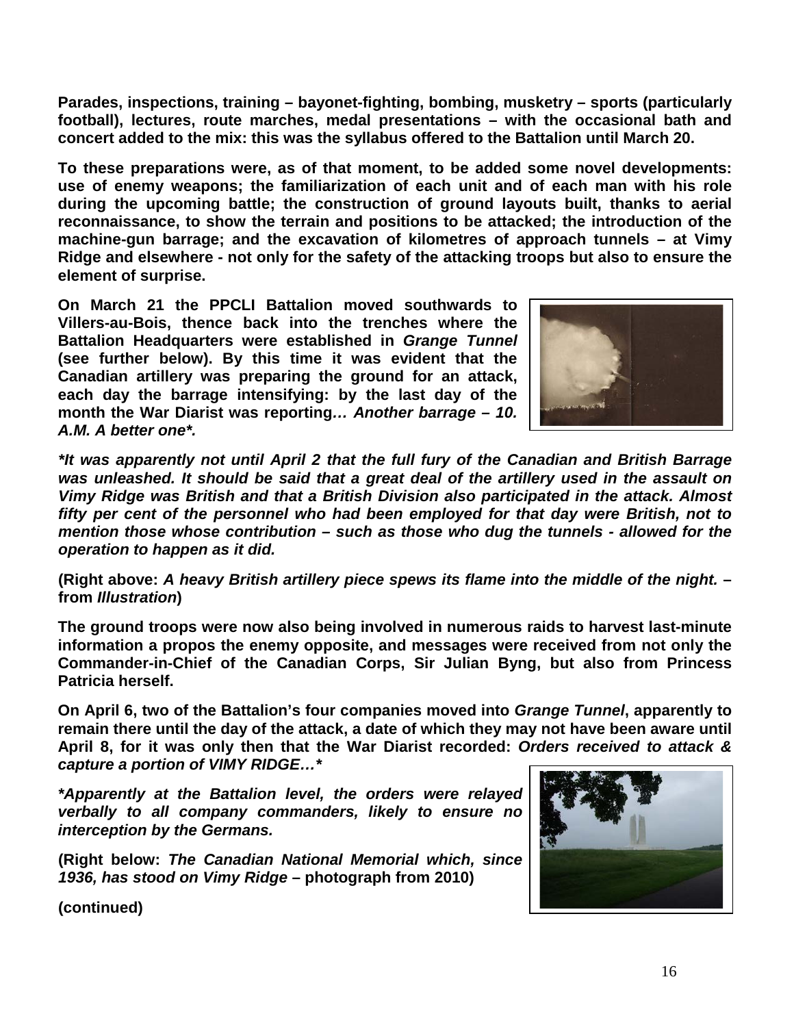**Parades, inspections, training – bayonet-fighting, bombing, musketry – sports (particularly football), lectures, route marches, medal presentations – with the occasional bath and concert added to the mix: this was the syllabus offered to the Battalion until March 20.**

**To these preparations were, as of that moment, to be added some novel developments: use of enemy weapons; the familiarization of each unit and of each man with his role during the upcoming battle; the construction of ground layouts built, thanks to aerial reconnaissance, to show the terrain and positions to be attacked; the introduction of the machine-gun barrage; and the excavation of kilometres of approach tunnels – at Vimy Ridge and elsewhere - not only for the safety of the attacking troops but also to ensure the element of surprise.**

**On March 21 the PPCLI Battalion moved southwards to Villers-au-Bois, thence back into the trenches where the Battalion Headquarters were established in *Grange Tunnel* (see further below). By this time it was evident that the Canadian artillery was preparing the ground for an attack, each day the barrage intensifying: by the last day of the month the War Diarist was reporting*… Another barrage – 10. A.M. A better one\*.***

***\*It was apparently not until April 2 that the full fury of the Canadian and British Barrage was unleashed. It should be said that a great deal of the artillery used in the assault on Vimy Ridge was British and that a British Division also participated in the attack. Almost fifty per cent of the personnel who had been employed for that day were British, not to mention those whose contribution – such as those who dug the tunnels - allowed for the operation to happen as it did.***

**(Right above: *A heavy British artillery piece spews its flame into the middle of the night.* – from *Illustration*)**

**The ground troops were now also being involved in numerous raids to harvest last-minute information a propos the enemy opposite, and messages were received from not only the Commander-in-Chief of the Canadian Corps, Sir Julian Byng, but also from Princess Patricia herself.**

**On April 6, two of the Battalion's four companies moved into *Grange Tunnel*, apparently to remain there until the day of the attack, a date of which they may not have been aware until April 8, for it was only then that the War Diarist recorded: *Orders received to attack & capture a portion of VIMY RIDGE…\****

***\*Apparently at the Battalion level, the orders were relayed verbally to all company commanders, likely to ensure no interception by the Germans.***

**(Right below: *The Canadian National Memorial which, since 1936, has stood on Vimy Ridge* – photograph from 2010)**

**(continued)**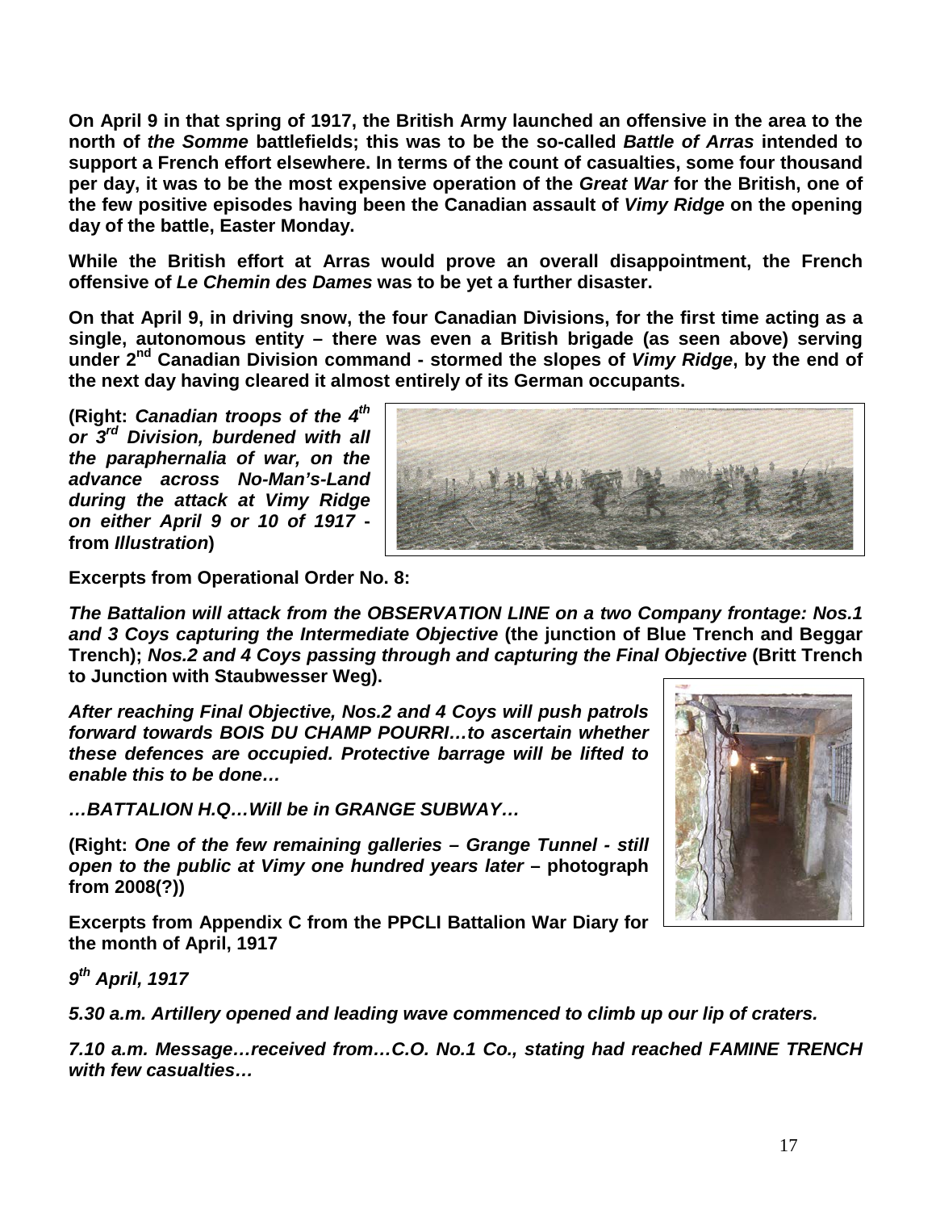**On April 9 in that spring of 1917, the British Army launched an offensive in the area to the north of *the Somme* battlefields; this was to be the so-called *Battle of Arras* intended to support a French effort elsewhere. In terms of the count of casualties, some four thousand per day, it was to be the most expensive operation of the *Great War* for the British, one of the few positive episodes having been the Canadian assault of *Vimy Ridge* on the opening day of the battle, Easter Monday.**

**While the British effort at Arras would prove an overall disappointment, the French offensive of *Le Chemin des Dames* was to be yet a further disaster.**

**On that April 9, in driving snow, the four Canadian Divisions, for the first time acting as a single, autonomous entity – there was even a British brigade (as seen above) serving under 2nd Canadian Division command - stormed the slopes of *Vimy Ridge*, by the end of the next day having cleared it almost entirely of its German occupants.**

**(Right: *Canadian troops of the 4th or 3rd Division, burdened with all the paraphernalia of war, on the advance across No-Man's-Land during the attack at Vimy Ridge on either April 9 or 10 of 1917* - from *Illustration*)**

**Excerpts from Operational Order No. 8:**

***The Battalion will attack from the OBSERVATION LINE on a two Company frontage: Nos.1 and 3 Coys capturing the Intermediate Objective* (the junction of Blue Trench and Beggar Trench); *Nos.2 and 4 Coys passing through and capturing the Final Objective* (Britt Trench to Junction with Staubwesser Weg).**

***After reaching Final Objective, Nos.2 and 4 Coys will push patrols forward towards BOIS DU CHAMP POURRI…to ascertain whether these defences are occupied. Protective barrage will be lifted to enable this to be done…***

***…BATTALION H.Q…Will be in GRANGE SUBWAY…***

**(Right: *One of the few remaining galleries – Grange Tunnel - still open to the public at Vimy one hundred years later* – photograph from 2008(?))**

**Excerpts from Appendix C from the PPCLI Battalion War Diary for the month of April, 1917**

***9th April, 1917***

***5.30 a.m. Artillery opened and leading wave commenced to climb up our lip of craters.***

***7.10 a.m. Message…received from…C.O. No.1 Co., stating had reached FAMINE TRENCH with few casualties…***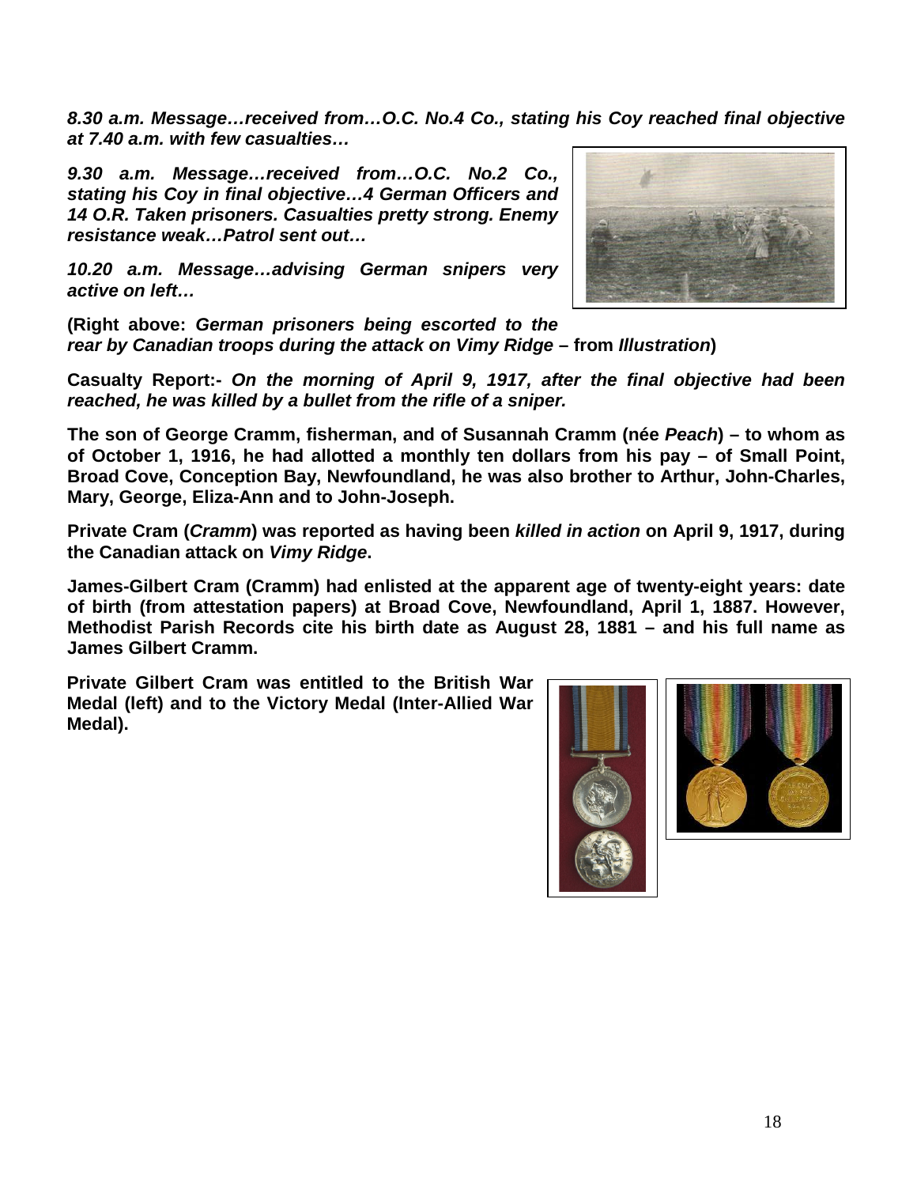***8.30 a.m. Message…received from…O.C. No.4 Co., stating his Coy reached final objective at 7.40 a.m. with few casualties…***

***9.30 a.m. Message…received from…O.C. No.2 Co., stating his Coy in final objective…4 German Officers and 14 O.R. Taken prisoners. Casualties pretty strong. Enemy resistance weak…Patrol sent out…***

***10.20 a.m. Message…advising German snipers very active on left…***

**(Right above: *German prisoners being escorted to the rear by Canadian troops during the attack on Vimy Ridge* – from *Illustration*)**

**Casualty Report:- *On the morning of April 9, 1917, after the final objective had been reached, he was killed by a bullet from the rifle of a sniper.***

**The son of George Cramm, fisherman, and of Susannah Cramm (née *Peach*) – to whom as of October 1, 1916, he had allotted a monthly ten dollars from his pay – of Small Point, Broad Cove, Conception Bay, Newfoundland, he was also brother to Arthur, John-Charles, Mary, George, Eliza-Ann and to John-Joseph.**

**Private Cram (*Cramm*) was reported as having been *killed in action* on April 9, 1917, during the Canadian attack on *Vimy Ridge*.**

**James-Gilbert Cram (Cramm) had enlisted at the apparent age of twenty-eight years: date of birth (from attestation papers) at Broad Cove, Newfoundland, April 1, 1887. However, Methodist Parish Records cite his birth date as August 28, 1881 – and his full name as James Gilbert Cramm.**

**Private Gilbert Cram was entitled to the British War Medal (left) and to the Victory Medal (Inter-Allied War Medal).**